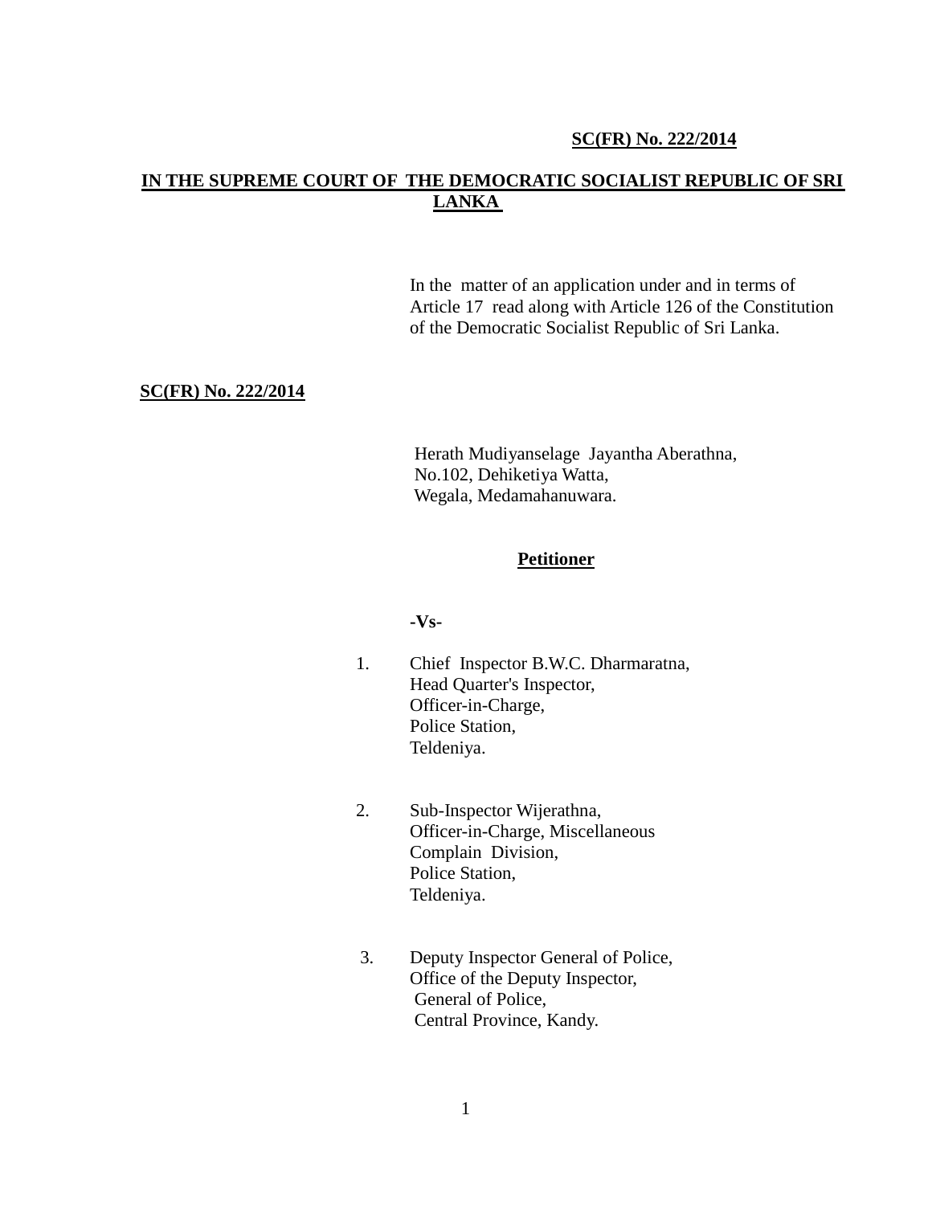**SC(FR) No. 222/2014**

**IN THE SUPREME COURT OF THE DEMOCRATIC SOCIALIST REPUBLIC OF SRI LANKA**

In the matter of an application under and in terms of Article 17 read along with Article 126 of the Constitution of the Democratic Socialist Republic of Sri Lanka.

**SC(FR) No. 222/2014**

Herath Mudiyanselage Jayantha Aberathna,
No.102, Dehiketiya Watta,
Wegala, Medamahanuwara.

**Petitioner**

**-Vs-**

1. Chief Inspector B.W.C. Dharmaratna,
   Head Quarter's Inspector,
   Officer-in-Charge,
   Police Station,
   Teldeniya.

2. Sub-Inspector Wijerathna,
   Officer-in-Charge, Miscellaneous
   Complain Division,
   Police Station,
   Teldeniya.

3. Deputy Inspector General of Police,
   Office of the Deputy Inspector,
   General of Police,
   Central Province, Kandy.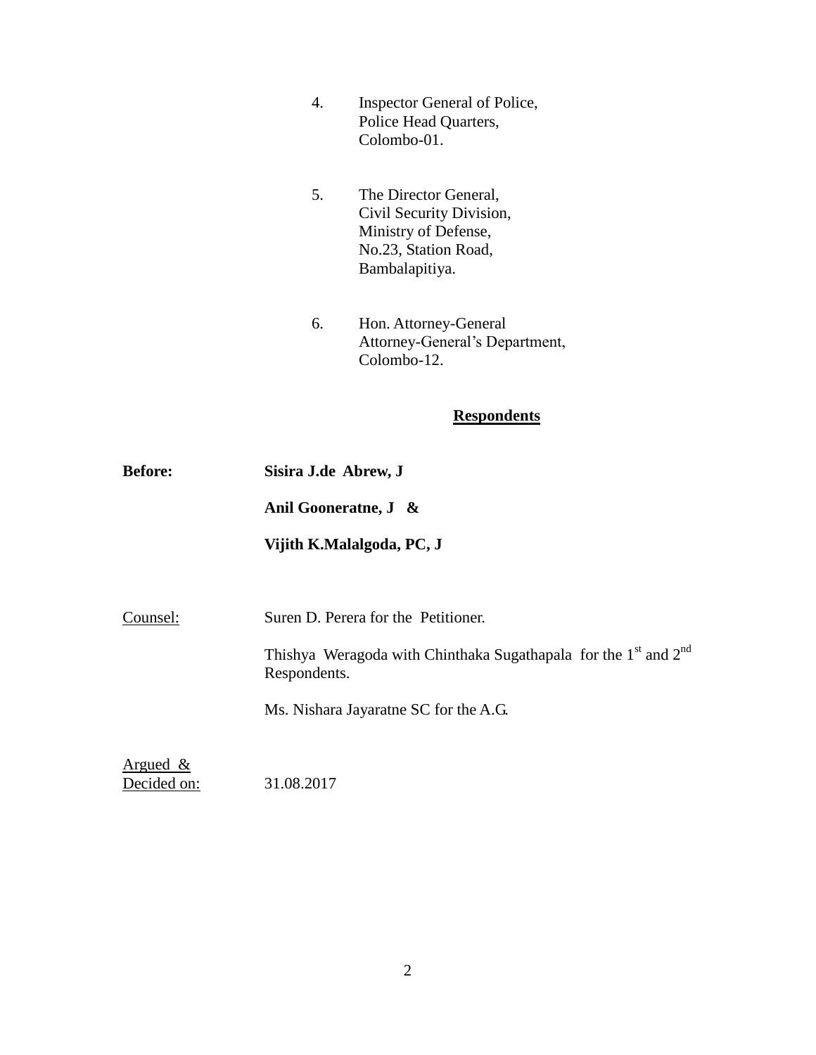4. Inspector General of Police,
   Police Head Quarters,
   Colombo-01.

5. The Director General,
   Civil Security Division,
   Ministry of Defense,
   No.23, Station Road,
   Bambalapitiya.

6. Hon. Attorney-General
   Attorney-General's Department,
   Colombo-12.

**Respondents**

**Before:** **Sisira J.de Abrew, J**

**Anil Gooneratne, J &**

**Vijith K.Malalgoda, PC, J**

Counsel: Suren D. Perera for the Petitioner.

Thishya Weragoda with Chinthaka Sugathapala for the 1st and 2nd Respondents.

Ms. Nishara Jayaratne SC for the A.G.

Argued & Decided on: 31.08.2017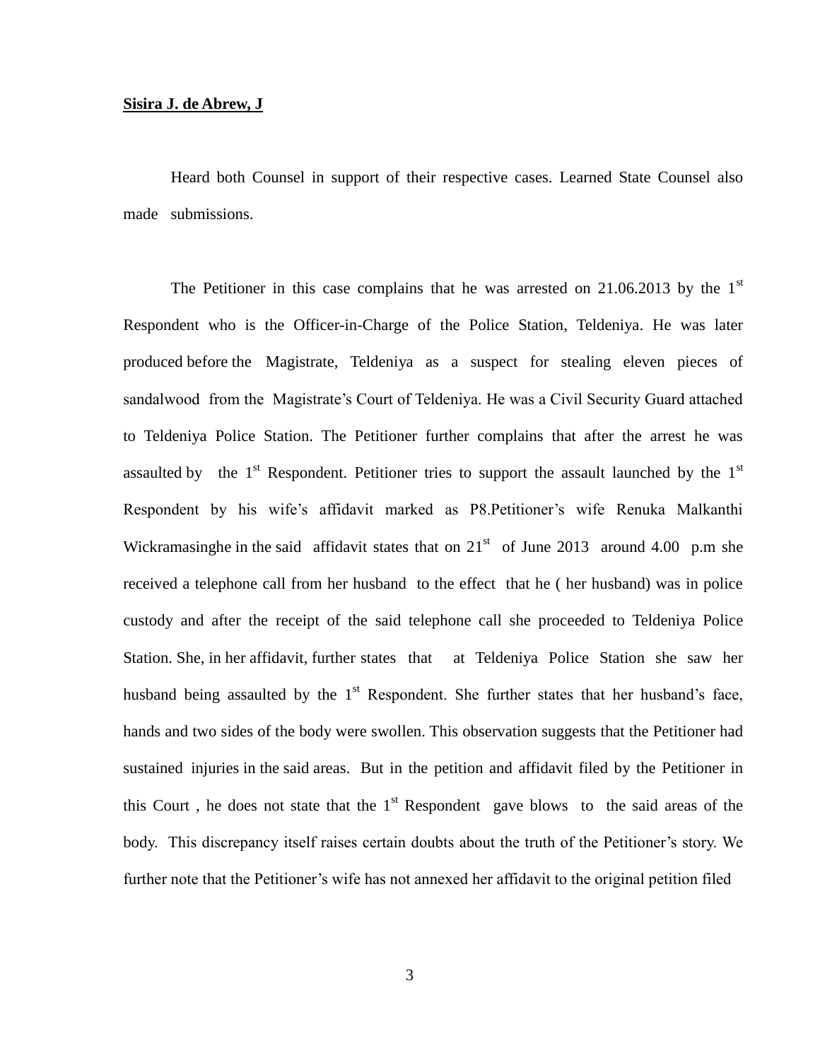**Sisira J. de Abrew, J**

Heard both Counsel in support of their respective cases. Learned State Counsel also made submissions.

The Petitioner in this case complains that he was arrested on 21.06.2013 by the 1st Respondent who is the Officer-in-Charge of the Police Station, Teldeniya. He was later produced before the Magistrate, Teldeniya as a suspect for stealing eleven pieces of sandalwood from the Magistrate's Court of Teldeniya. He was a Civil Security Guard attached to Teldeniya Police Station. The Petitioner further complains that after the arrest he was assaulted by the 1st Respondent. Petitioner tries to support the assault launched by the 1st Respondent by his wife's affidavit marked as P8.Petitioner's wife Renuka Malkanthi Wickramasinghe in the said affidavit states that on 21st of June 2013 around 4.00 p.m she received a telephone call from her husband to the effect that he ( her husband) was in police custody and after the receipt of the said telephone call she proceeded to Teldeniya Police Station. She, in her affidavit, further states that at Teldeniya Police Station she saw her husband being assaulted by the 1st Respondent. She further states that her husband's face, hands and two sides of the body were swollen. This observation suggests that the Petitioner had sustained injuries in the said areas. But in the petition and affidavit filed by the Petitioner in this Court , he does not state that the 1st Respondent gave blows to the said areas of the body. This discrepancy itself raises certain doubts about the truth of the Petitioner's story. We further note that the Petitioner's wife has not annexed her affidavit to the original petition filed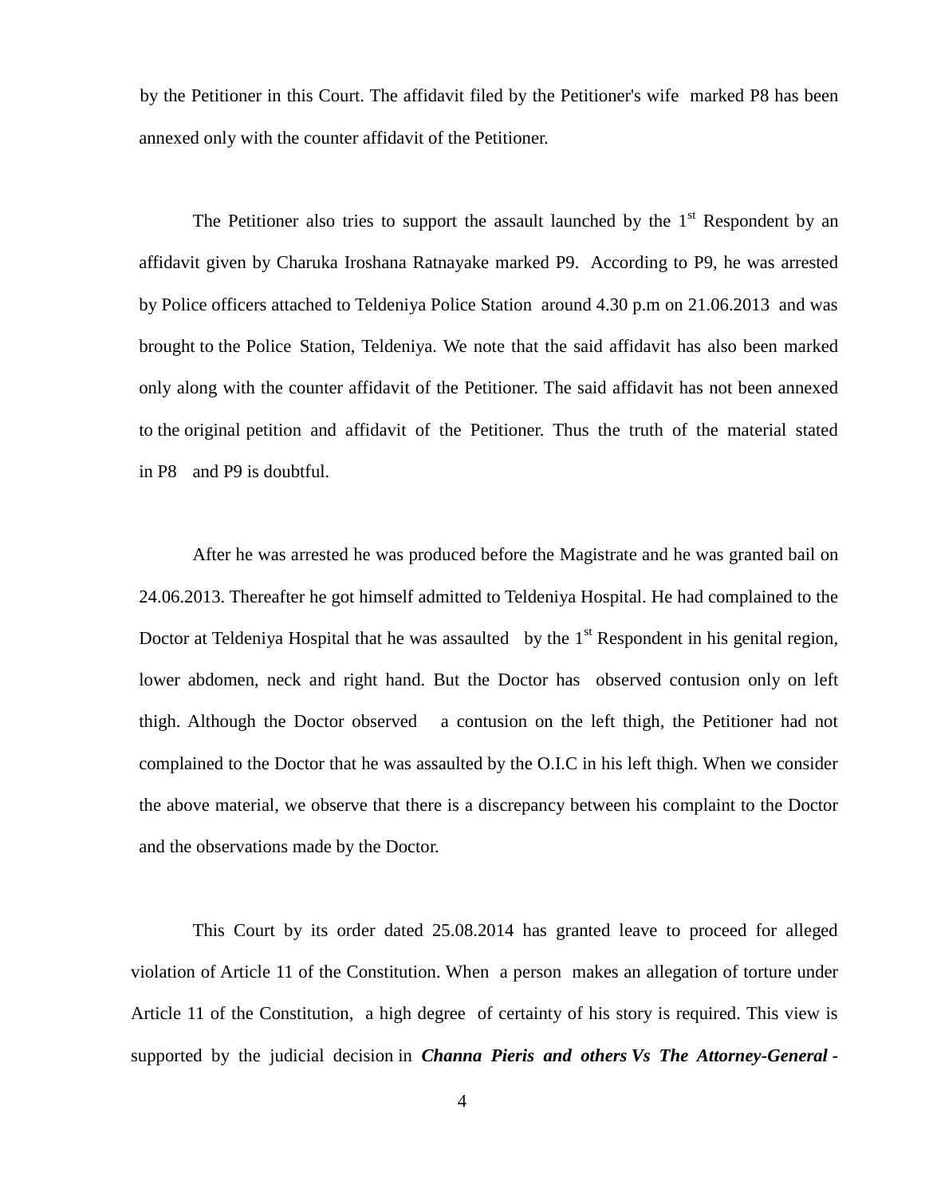by the Petitioner in this Court. The affidavit filed by the Petitioner's wife marked P8 has been annexed only with the counter affidavit of the Petitioner.

The Petitioner also tries to support the assault launched by the 1st Respondent by an affidavit given by Charuka Iroshana Ratnayake marked P9. According to P9, he was arrested by Police officers attached to Teldeniya Police Station around 4.30 p.m on 21.06.2013 and was brought to the Police Station, Teldeniya. We note that the said affidavit has also been marked only along with the counter affidavit of the Petitioner. The said affidavit has not been annexed to the original petition and affidavit of the Petitioner. Thus the truth of the material stated in P8 and P9 is doubtful.

After he was arrested he was produced before the Magistrate and he was granted bail on 24.06.2013. Thereafter he got himself admitted to Teldeniya Hospital. He had complained to the Doctor at Teldeniya Hospital that he was assaulted by the 1st Respondent in his genital region, lower abdomen, neck and right hand. But the Doctor has observed contusion only on left thigh. Although the Doctor observed a contusion on the left thigh, the Petitioner had not complained to the Doctor that he was assaulted by the O.I.C in his left thigh. When we consider the above material, we observe that there is a discrepancy between his complaint to the Doctor and the observations made by the Doctor.

This Court by its order dated 25.08.2014 has granted leave to proceed for alleged violation of Article 11 of the Constitution. When a person makes an allegation of torture under Article 11 of the Constitution, a high degree of certainty of his story is required. This view is supported by the judicial decision in ***Channa Pieris and others Vs The Attorney-General -***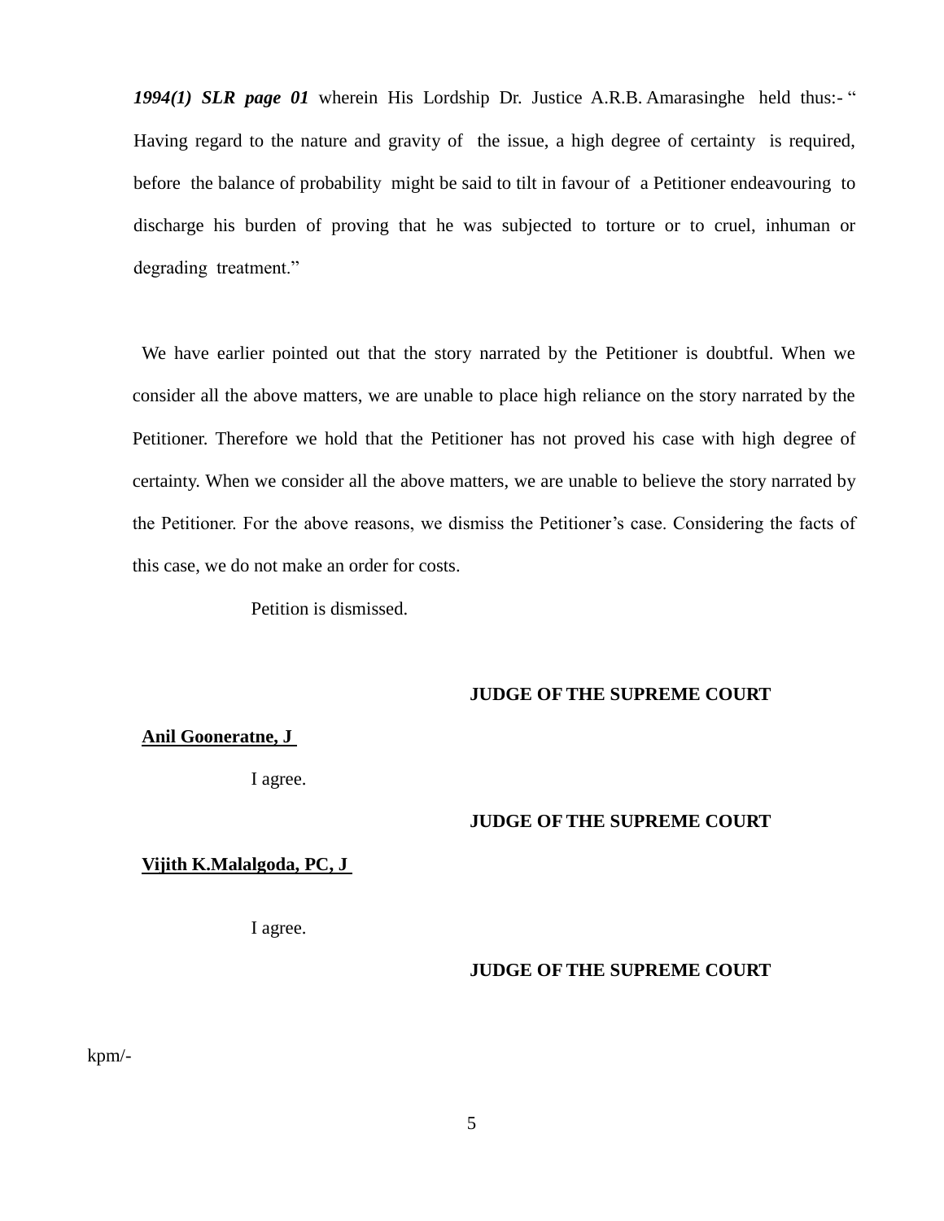***1994(1) SLR page 01*** wherein His Lordship Dr. Justice A.R.B. Amarasinghe held thus:- " Having regard to the nature and gravity of the issue, a high degree of certainty is required, before the balance of probability might be said to tilt in favour of a Petitioner endeavouring to discharge his burden of proving that he was subjected to torture or to cruel, inhuman or degrading treatment."

We have earlier pointed out that the story narrated by the Petitioner is doubtful. When we consider all the above matters, we are unable to place high reliance on the story narrated by the Petitioner. Therefore we hold that the Petitioner has not proved his case with high degree of certainty. When we consider all the above matters, we are unable to believe the story narrated by the Petitioner. For the above reasons, we dismiss the Petitioner's case. Considering the facts of this case, we do not make an order for costs.

Petition is dismissed.

**JUDGE OF THE SUPREME COURT**

**Anil Gooneratne, J**

I agree.

**JUDGE OF THE SUPREME COURT**

**Vijith K.Malalgoda, PC, J**

I agree.

**JUDGE OF THE SUPREME COURT**

kpm/-